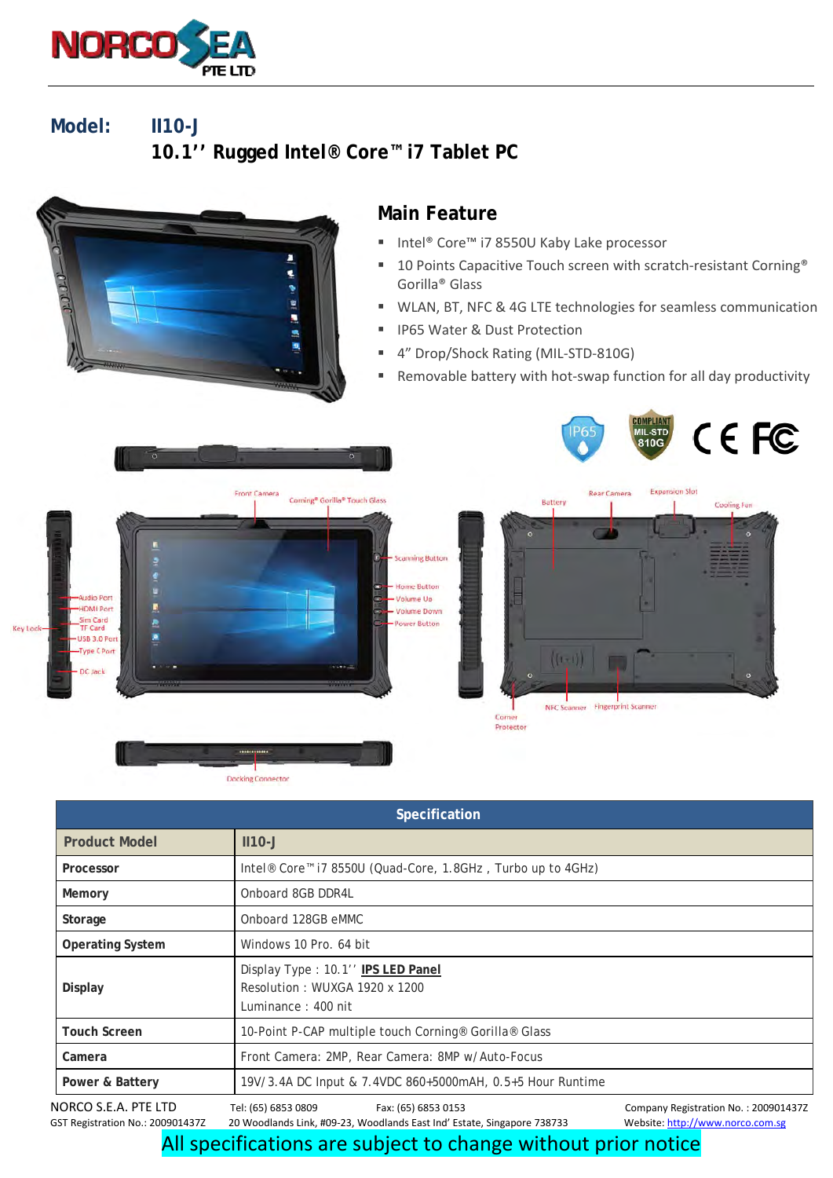**Model: II10-J**

## 10.1'' Rugged Intel® Core™ i7 Tablet PC

## Main Feature

- Intel® Core™ i7 8550U Kaby Lake processor
- 10 Points Capacitive Touch screen with scratch-resistant Corning® Gorilla® Glass
- WLAN, BT, NFC & 4G LTE technologies for seamless communication
- IP65 Water & Dust Protection
- 4" Drop/Shock Rating (MIL-STD-810G)
- Removable battery with hot-swap function for all day productivity

| Specification | |
|---|---|
| **Product Model** | **II10-J** |
| **Processor** | Intel® Core™ i7 8550U (Quad-Core, 1.8GHz , Turbo up to 4GHz) |
| **Memory** | Onboard 8GB DDR4L |
| **Storage** | Onboard 128GB eMMC |
| **Operating System** | Windows 10 Pro. 64 bit |
| **Display** | Display Type : 10.1'' **IPS LED Panel**<br>Resolution : WUXGA 1920 x 1200<br>Luminance : 400 nit |
| **Touch Screen** | 10-Point P-CAP multiple touch Corning® Gorilla® Glass |
| **Camera** | Front Camera: 2MP, Rear Camera: 8MP w/ Auto-Focus |
| **Power & Battery** | 19V/ 3.4A DC Input & 7.4VDC 860+5000mAH, 0.5+5 Hour Runtime |

NORCO S.E.A. PTE LTD
GST Registration No.: 200901437Z
Tel: (65) 6853 0809 Fax: (65) 6853 0153
20 Woodlands Link, #09-23, Woodlands East Ind' Estate, Singapore 738733
Company Registration No. : 200901437Z
Website: http://www.norco.com.sg

All specifications are subject to change without prior notice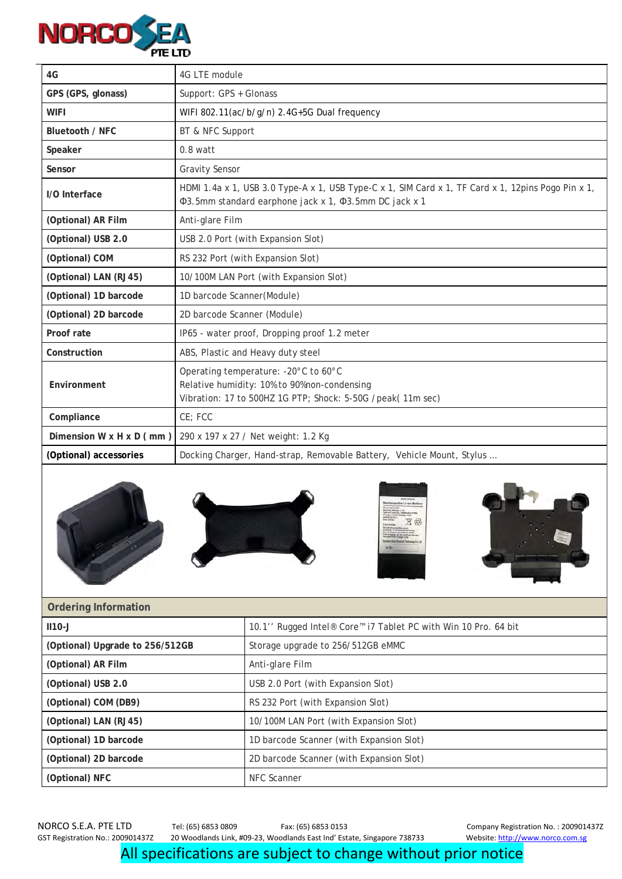| | |
|---|---|
| **4G** | 4G LTE module |
| **GPS (GPS, glonass)** | Support: GPS + Glonass |
| **WIFI** | WIFI 802.11(ac/b/g/n) 2.4G+5G Dual frequency |
| **Bluetooth / NFC** | BT & NFC Support |
| **Speaker** | 0.8 watt |
| **Sensor** | Gravity Sensor |
| **I/O Interface** | HDMI 1.4a x 1, USB 3.0 Type-A x 1, USB Type-C x 1, SIM Card x 1, TF Card x 1, 12pins Pogo Pin x 1, Φ3.5mm standard earphone jack x 1, Φ3.5mm DC jack x 1 |
| **(Optional) AR Film** | Anti-glare Film |
| **(Optional) USB 2.0** | USB 2.0 Port (with Expansion Slot) |
| **(Optional) COM** | RS 232 Port (with Expansion Slot) |
| **(Optional) LAN (RJ45)** | 10/100M LAN Port (with Expansion Slot) |
| **(Optional) 1D barcode** | 1D barcode Scanner(Module) |
| **(Optional) 2D barcode** | 2D barcode Scanner (Module) |
| **Proof rate** | IP65 - water proof, Dropping proof 1.2 meter |
| **Construction** | ABS, Plastic and Heavy duty steel |
| **Environment** | Operating temperature: -20°C to 60°C<br>Relative humidity: 10% to 90% non-condensing<br>Vibration: 17 to 500HZ 1G PTP; Shock: 5-50G / peak( 11m sec) |
| **Compliance** | CE; FCC |
| **Dimension W x H x D ( mm )** | 290 x 197 x 27 / Net weight: 1.2 Kg |
| **(Optional) accessories** | Docking Charger, Hand-strap, Removable Battery, Vehicle Mount, Stylus ... |

## Ordering Information

| | |
|---|---|
| **II10-J** | 10.1'' Rugged Intel® Core™ i7 Tablet PC with Win 10 Pro. 64 bit |
| **(Optional) Upgrade to 256/512GB** | Storage upgrade to 256/512GB eMMC |
| **(Optional) AR Film** | Anti-glare Film |
| **(Optional) USB 2.0** | USB 2.0 Port (with Expansion Slot) |
| **(Optional) COM (DB9)** | RS 232 Port (with Expansion Slot) |
| **(Optional) LAN (RJ45)** | 10/100M LAN Port (with Expansion Slot) |
| **(Optional) 1D barcode** | 1D barcode Scanner (with Expansion Slot) |
| **(Optional) 2D barcode** | 2D barcode Scanner (with Expansion Slot) |
| **(Optional) NFC** | NFC Scanner |

NORCO S.E.A. PTE LTD Tel: (65) 6853 0809 Fax: (65) 6853 0153 Company Registration No. : 200901437Z
GST Registration No.: 200901437Z 20 Woodlands Link, #09-23, Woodlands East Ind' Estate, Singapore 738733 Website: http://www.norco.com.sg

All specifications are subject to change without prior notice